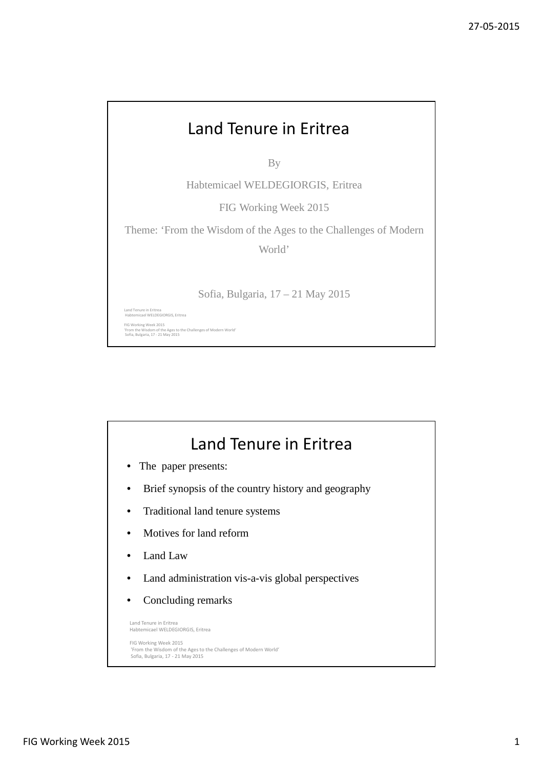# Land Tenure in Eritrea

By

Habtemicael WELDEGIORGIS, Eritrea

FIG Working Week 2015

Theme: 'From the Wisdom of the Ages to the Challenges of Modern World'

Sofia, Bulgaria, 17 – 21 May 2015

# Land Tenure in Eritrea

- The paper presents:
- Brief synopsis of the country history and geography
- Traditional land tenure systems
- Motives for land reform
- Land Law
- Land administration vis-a-vis global perspectives
- Concluding remarks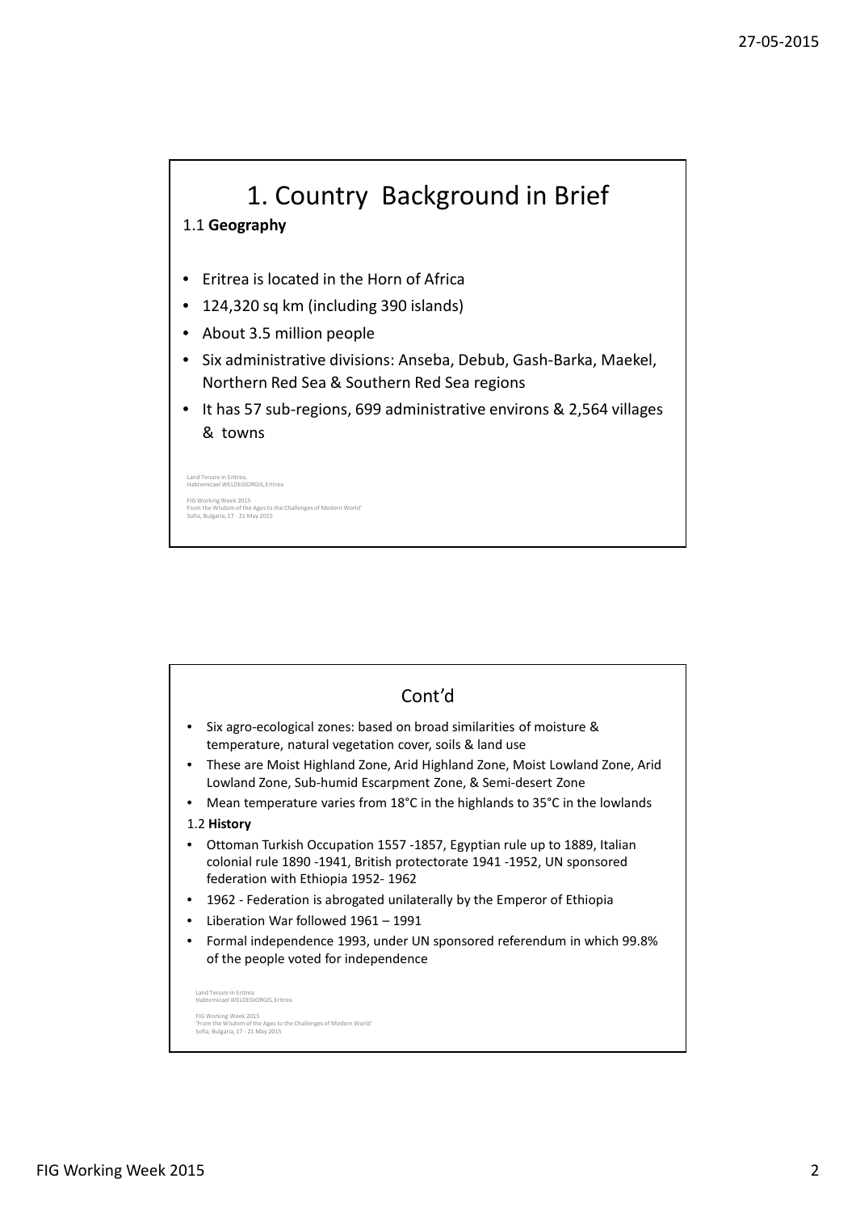# 1. Country Background in Brief

## 1.1 **Geography**

- Eritrea is located in the Horn of Africa
- 124,320 sq km (including 390 islands)
- About 3.5 million people
- Six administrative divisions: Anseba, Debub, Gash-Barka, Maekel, Northern Red Sea & Southern Red Sea regions
- It has 57 sub-regions, 699 administrative environs & 2,564 villages & towns

Land Tenure in Eritrea,
Habtemicael WELDEGIORGIS, Eritrea

FIG Working Week 2015
From the Wisdom of the Ages to the Challenges of Modern World'
Sofia, Bulgaria, 17 - 21 May 2015

# Cont'd

- Six agro-ecological zones: based on broad similarities of moisture & temperature, natural vegetation cover, soils & land use
- These are Moist Highland Zone, Arid Highland Zone, Moist Lowland Zone, Arid Lowland Zone, Sub-humid Escarpment Zone, & Semi-desert Zone
- Mean temperature varies from 18°C in the highlands to 35°C in the lowlands

## 1.2 **History**

- Ottoman Turkish Occupation 1557 -1857, Egyptian rule up to 1889, Italian colonial rule 1890 -1941, British protectorate 1941 -1952, UN sponsored federation with Ethiopia 1952- 1962
- 1962 - Federation is abrogated unilaterally by the Emperor of Ethiopia
- Liberation War followed 1961 – 1991
- Formal independence 1993, under UN sponsored referendum in which 99.8% of the people voted for independence

Land Tenure in Eritrea
Habtemicael WELDEGIORGIS, Eritrea

FIG Working Week 2015
'From the Wisdom of the Ages to the Challenges of Modern World'
Sofia, Bulgaria, 17 - 21 May 2015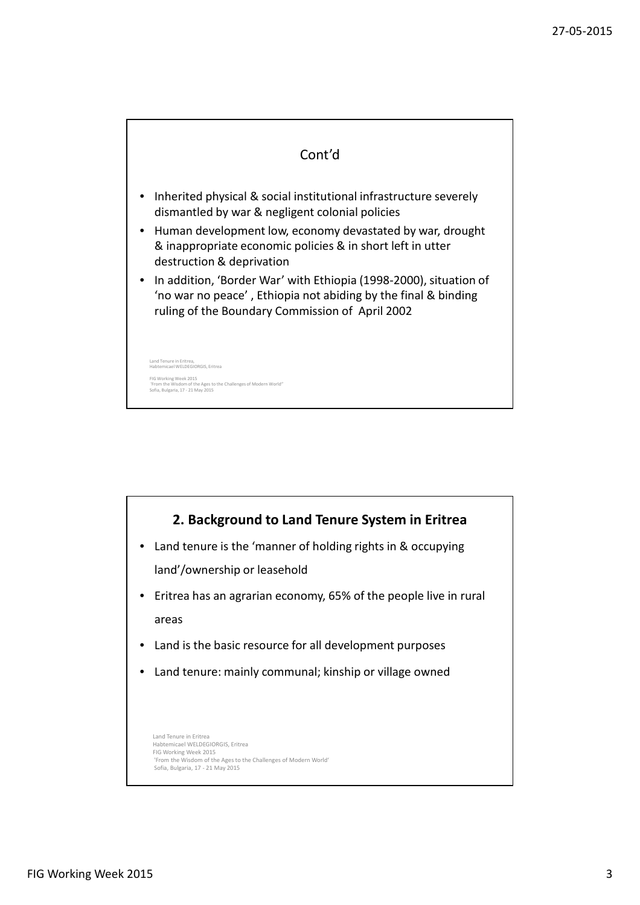## Cont'd

- Inherited physical & social institutional infrastructure severely dismantled by war & negligent colonial policies
- Human development low, economy devastated by war, drought & inappropriate economic policies & in short left in utter destruction & deprivation
- In addition, 'Border War' with Ethiopia (1998-2000), situation of 'no war no peace' , Ethiopia not abiding by the final & binding ruling of the Boundary Commission of April 2002

Land Tenure in Eritrea,
Habtemicael WELDEGIORGIS, Eritrea

FIG Working Week 2015
'From the Wisdom of the Ages to the Challenges of Modern World'
Sofia, Bulgaria, 17 - 21 May 2015

## 2. Background to Land Tenure System in Eritrea

- Land tenure is the 'manner of holding rights in & occupying land'/ownership or leasehold
- Eritrea has an agrarian economy, 65% of the people live in rural areas
- Land is the basic resource for all development purposes
- Land tenure: mainly communal; kinship or village owned

Land Tenure in Eritrea
Habtemicael WELDEGIORGIS, Eritrea
FIG Working Week 2015
'From the Wisdom of the Ages to the Challenges of Modern World'
Sofia, Bulgaria, 17 - 21 May 2015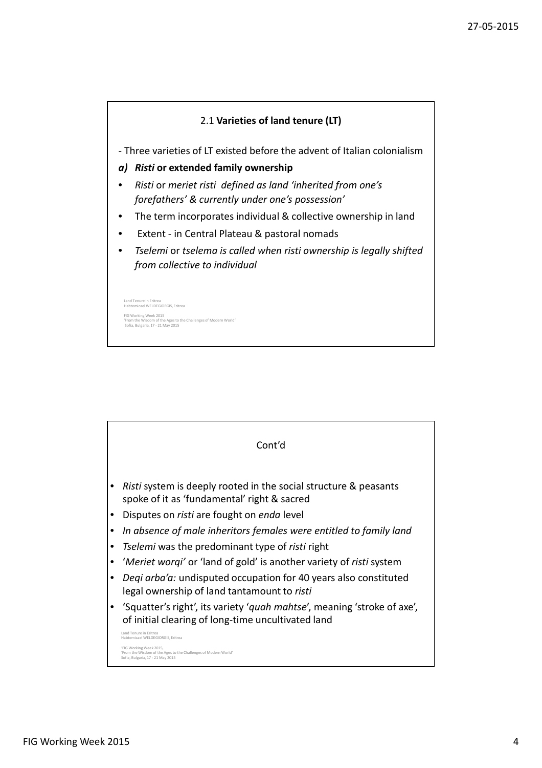## 2.1 **Varieties of land tenure (LT)**

- Three varieties of LT existed before the advent of Italian colonialism

***a) Risti* or extended family ownership**

- *Risti* or *meriet risti defined as land 'inherited from one's forefathers' & currently under one's possession'*
- The term incorporates individual & collective ownership in land
- Extent - in Central Plateau & pastoral nomads
- *Tselemi* or *tselema is called when risti ownership is legally shifted from collective to individual*

Land Tenure in Eritrea
Habtemicael WELDEGIORGIS, Eritrea

FIG Working Week 2015
'From the Wisdom of the Ages to the Challenges of Modern World'
Sofia, Bulgaria, 17 - 21 May 2015

## Cont'd

- *Risti* system is deeply rooted in the social structure & peasants spoke of it as 'fundamental' right & sacred
- Disputes on *risti* are fought on *enda* level
- *In absence of male inheritors females were entitled to family land*
- *Tselemi* was the predominant type of *risti* right
- '*Meriet worqi'* or 'land of gold' is another variety of *risti* system
- *Deqi arba'a:* undisputed occupation for 40 years also constituted legal ownership of land tantamount to *risti*
- 'Squatter's right', its variety '*quah mahtse*', meaning 'stroke of axe', of initial clearing of long-time uncultivated land

Land Tenure in Eritrea
Habtemicael WELDEGIORGIS, Eritrea

'FIG Working Week 2015,
'From the Wisdom of the Ages to the Challenges of Modern World'
Sofia, Bulgaria, 17 - 21 May 2015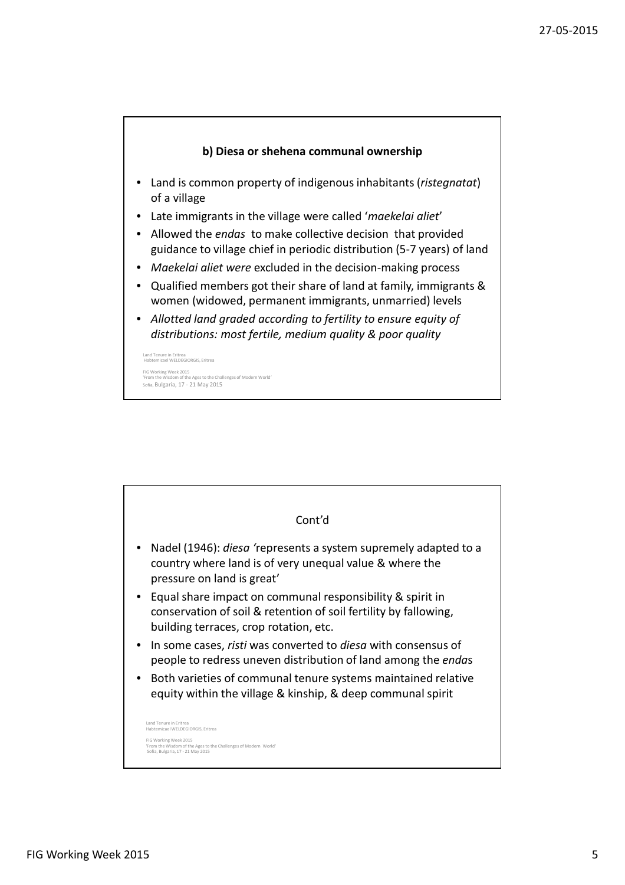### b) Diesa or shehena communal ownership

- Land is common property of indigenous inhabitants (*ristegnatat*) of a village
- Late immigrants in the village were called '*maekelai aliet*'
- Allowed the *endas* to make collective decision that provided guidance to village chief in periodic distribution (5-7 years) of land
- *Maekelai aliet were* excluded in the decision-making process
- Qualified members got their share of land at family, immigrants & women (widowed, permanent immigrants, unmarried) levels
- *Allotted land graded according to fertility to ensure equity of distributions: most fertile, medium quality & poor quality*

Land Tenure in Eritrea
Habtemicael WELDEGIORGIS, Eritrea

FIG Working Week 2015
'From the Wisdom of the Ages to the Challenges of Modern World'
Sofia, Bulgaria, 17 - 21 May 2015

### Cont'd

- Nadel (1946): *diesa* 'represents a system supremely adapted to a country where land is of very unequal value & where the pressure on land is great'
- Equal share impact on communal responsibility & spirit in conservation of soil & retention of soil fertility by fallowing, building terraces, crop rotation, etc.
- In some cases, *risti* was converted to *diesa* with consensus of people to redress uneven distribution of land among the *enda*s
- Both varieties of communal tenure systems maintained relative equity within the village & kinship, & deep communal spirit

Land Tenure in Eritrea
Habtemicael WELDEGIORGIS, Eritrea

FIG Working Week 2015
'From the Wisdom of the Ages to the Challenges of Modern World'
Sofia, Bulgaria, 17 - 21 May 2015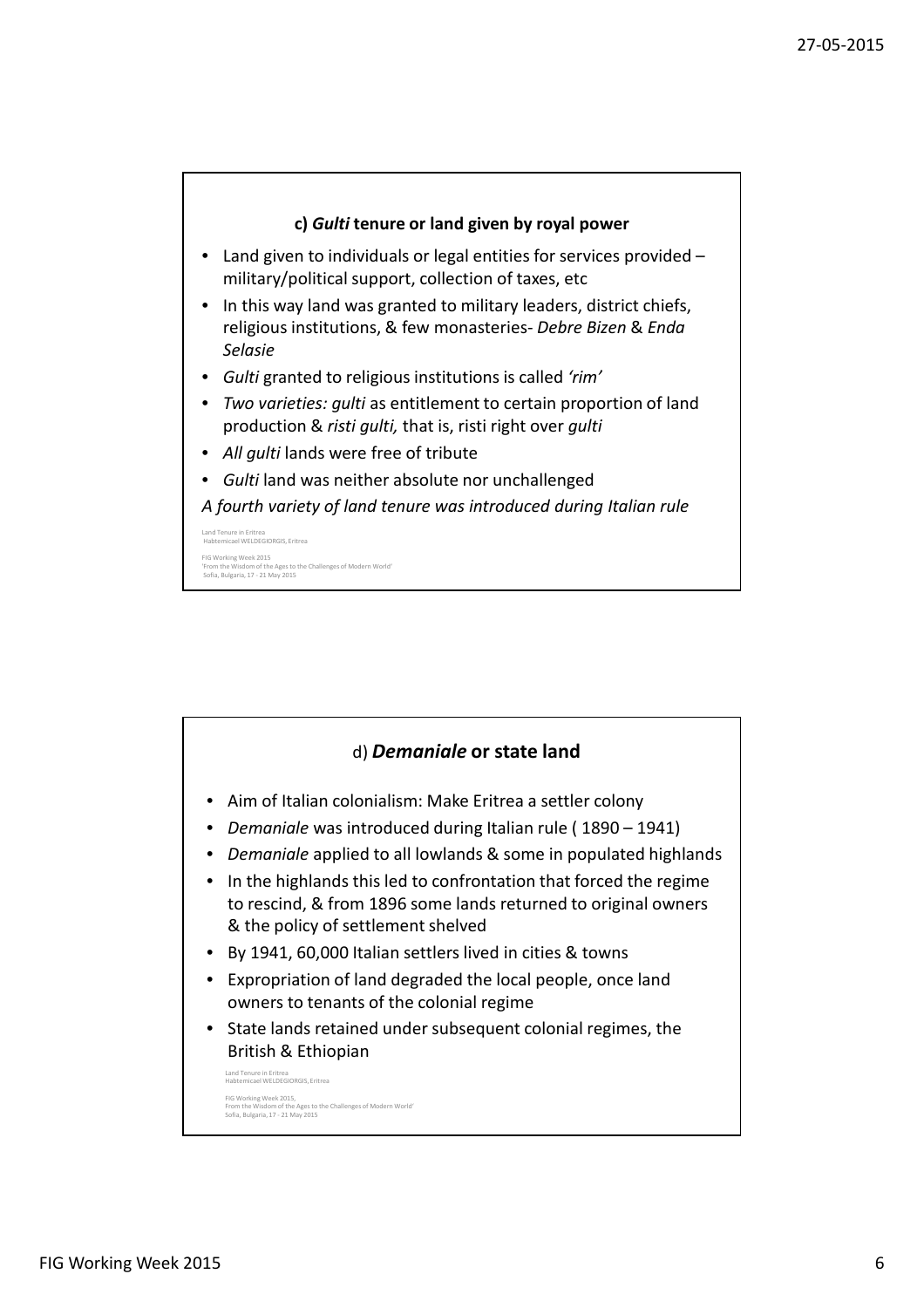### c) *Gulti* tenure or land given by royal power

- Land given to individuals or legal entities for services provided – military/political support, collection of taxes, etc
- In this way land was granted to military leaders, district chiefs, religious institutions, & few monasteries- *Debre Bizen* & *Enda Selasie*
- *Gulti* granted to religious institutions is called *'rim'*
- *Two varieties: gulti* as entitlement to certain proportion of land production & *risti gulti,* that is, risti right over *gulti*
- *All gulti* lands were free of tribute
- *Gulti* land was neither absolute nor unchallenged

*A fourth variety of land tenure was introduced during Italian rule*

Land Tenure in Eritrea
Habtemicael WELDEGIORGIS, Eritrea

FIG Working Week 2015
'From the Wisdom of the Ages to the Challenges of Modern World'
Sofia, Bulgaria, 17 - 21 May 2015

### d) ***Demaniale*** or state land

- Aim of Italian colonialism: Make Eritrea a settler colony
- *Demaniale* was introduced during Italian rule ( 1890 – 1941)
- *Demaniale* applied to all lowlands & some in populated highlands
- In the highlands this led to confrontation that forced the regime to rescind, & from 1896 some lands returned to original owners & the policy of settlement shelved
- By 1941, 60,000 Italian settlers lived in cities & towns
- Expropriation of land degraded the local people, once land owners to tenants of the colonial regime
- State lands retained under subsequent colonial regimes, the British & Ethiopian

Land Tenure in Eritrea
Habtemicael WELDEGIORGIS, Eritrea

FIG Working Week 2015,
From the Wisdom of the Ages to the Challenges of Modern World'
Sofia, Bulgaria, 17 - 21 May 2015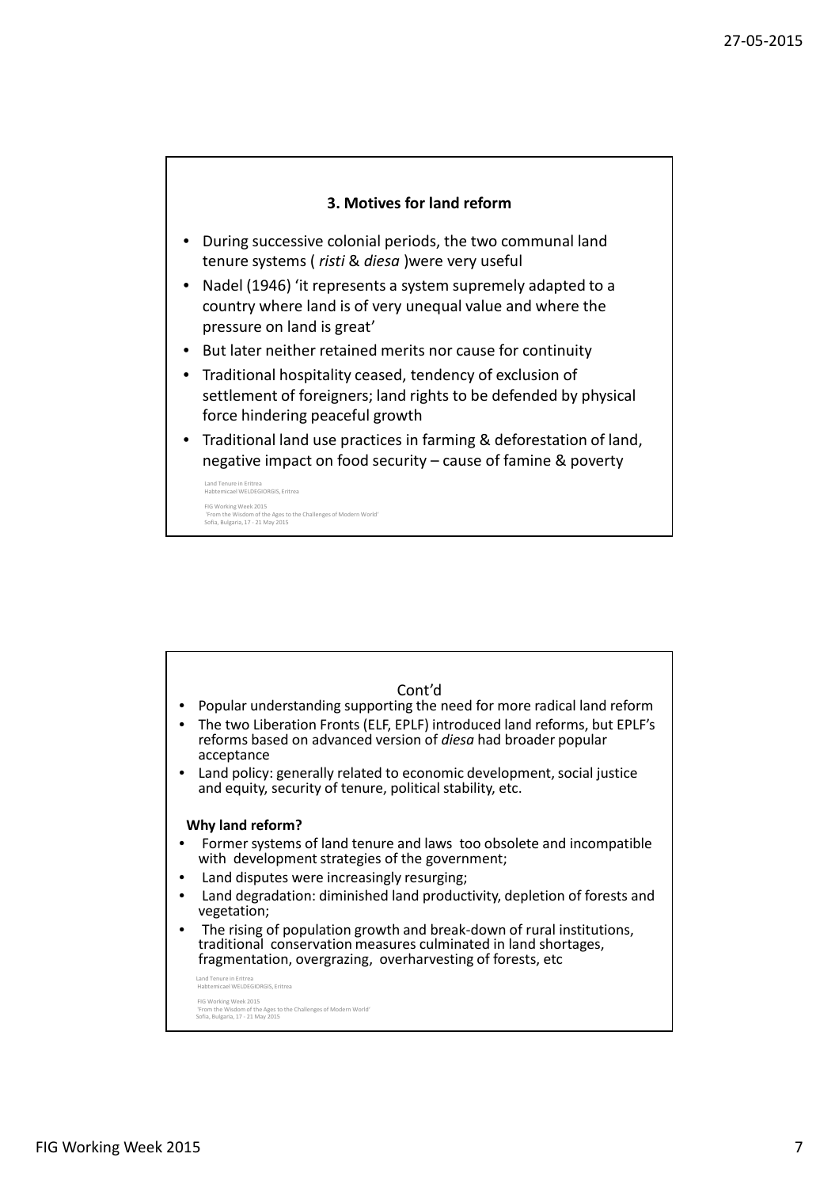### 3. Motives for land reform

- During successive colonial periods, the two communal land tenure systems ( *risti* & *diesa* )were very useful
- Nadel (1946) 'it represents a system supremely adapted to a country where land is of very unequal value and where the pressure on land is great'
- But later neither retained merits nor cause for continuity
- Traditional hospitality ceased, tendency of exclusion of settlement of foreigners; land rights to be defended by physical force hindering peaceful growth
- Traditional land use practices in farming & deforestation of land, negative impact on food security – cause of famine & poverty

Cont'd

- Popular understanding supporting the need for more radical land reform
- The two Liberation Fronts (ELF, EPLF) introduced land reforms, but EPLF's reforms based on advanced version of *diesa* had broader popular acceptance
- Land policy: generally related to economic development, social justice and equity, security of tenure, political stability, etc.

**Why land reform?**

- Former systems of land tenure and laws too obsolete and incompatible with development strategies of the government;
- Land disputes were increasingly resurging;
- Land degradation: diminished land productivity, depletion of forests and vegetation;
- The rising of population growth and break-down of rural institutions, traditional conservation measures culminated in land shortages, fragmentation, overgrazing, overharvesting of forests, etc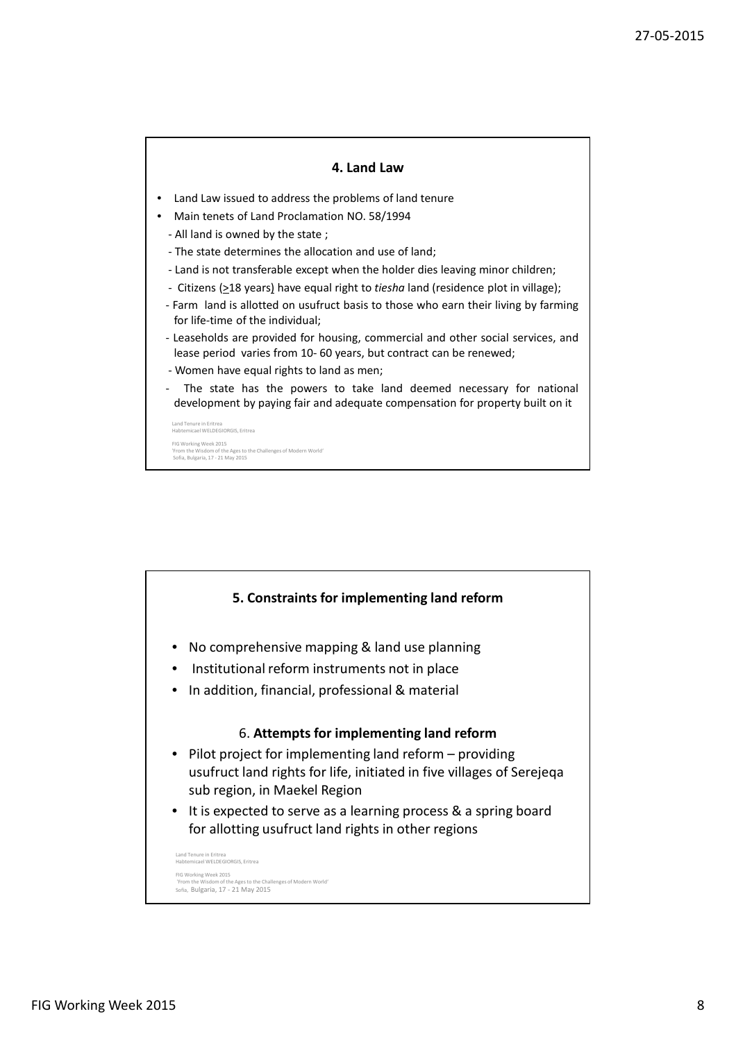## 4. Land Law

- Land Law issued to address the problems of land tenure
- Main tenets of Land Proclamation NO. 58/1994
  - All land is owned by the state ;
  - The state determines the allocation and use of land;
  - Land is not transferable except when the holder dies leaving minor children;
  - Citizens (≥18 years) have equal right to *tiesha* land (residence plot in village);
  - Farm land is allotted on usufruct basis to those who earn their living by farming for life-time of the individual;
  - Leaseholds are provided for housing, commercial and other social services, and lease period varies from 10- 60 years, but contract can be renewed;
  - Women have equal rights to land as men;
  - The state has the powers to take land deemed necessary for national development by paying fair and adequate compensation for property built on it

Land Tenure in Eritrea
Habtemicael WELDEGIORGIS, Eritrea

FIG Working Week 2015
'From the Wisdom of the Ages to the Challenges of Modern World'
Sofia, Bulgaria, 17 - 21 May 2015

## 5. Constraints for implementing land reform

- No comprehensive mapping & land use planning
- Institutional reform instruments not in place
- In addition, financial, professional & material

## 6. Attempts for implementing land reform

- Pilot project for implementing land reform – providing usufruct land rights for life, initiated in five villages of Serejeqa sub region, in Maekel Region
- It is expected to serve as a learning process & a spring board for allotting usufruct land rights in other regions

Land Tenure in Eritrea
Habtemicael WELDEGIORGIS, Eritrea

FIG Working Week 2015
'From the Wisdom of the Ages to the Challenges of Modern World'
Sofia, Bulgaria, 17 - 21 May 2015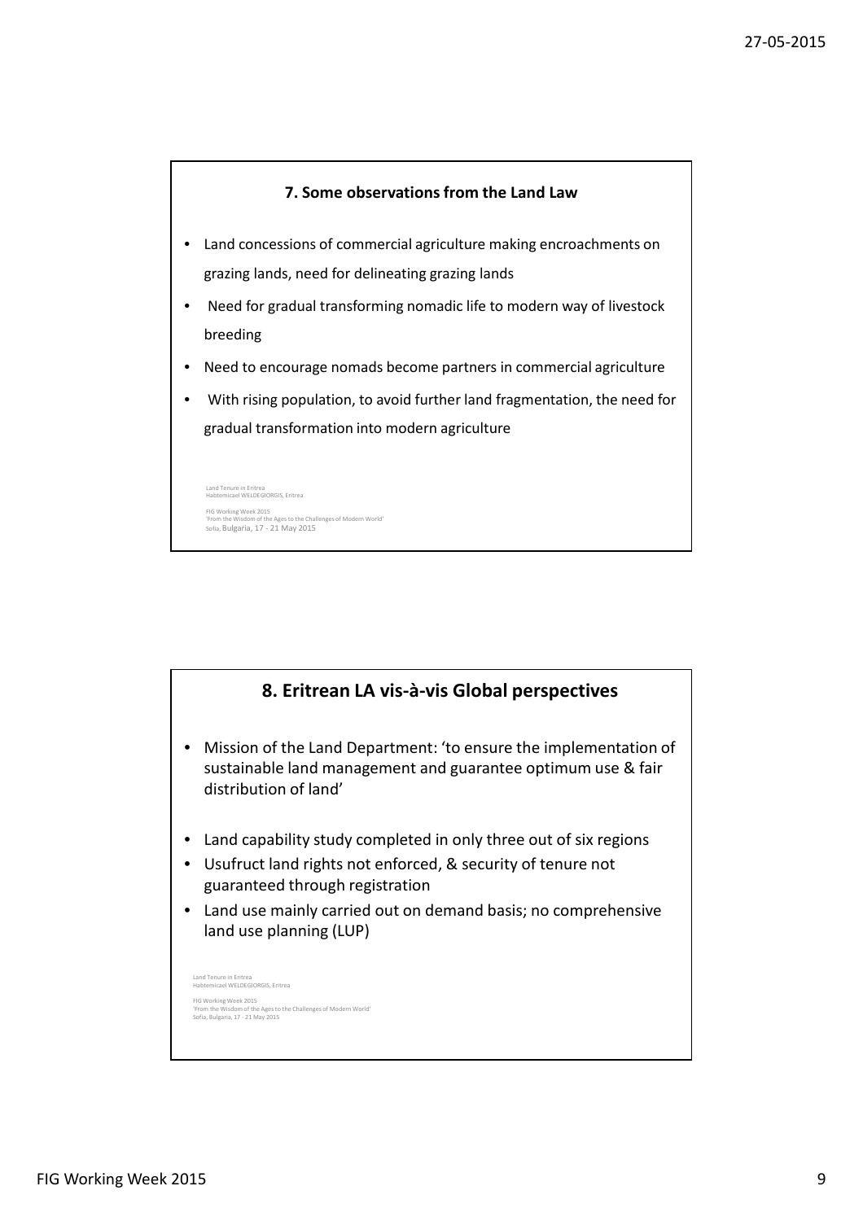## 7. Some observations from the Land Law

- Land concessions of commercial agriculture making encroachments on grazing lands, need for delineating grazing lands
- Need for gradual transforming nomadic life to modern way of livestock breeding
- Need to encourage nomads become partners in commercial agriculture
- With rising population, to avoid further land fragmentation, the need for gradual transformation into modern agriculture

Land Tenure in Eritrea
Habtemicael WELDEGIORGIS, Eritrea

FIG Working Week 2015
'From the Wisdom of the Ages to the Challenges of Modern World'
Sofia, Bulgaria, 17 - 21 May 2015

## 8. Eritrean LA vis-à-vis Global perspectives

- Mission of the Land Department: 'to ensure the implementation of sustainable land management and guarantee optimum use & fair distribution of land'
- Land capability study completed in only three out of six regions
- Usufruct land rights not enforced, & security of tenure not guaranteed through registration
- Land use mainly carried out on demand basis; no comprehensive land use planning (LUP)

Land Tenure in Eritrea
Habtemicael WELDEGIORGIS, Eritrea

FIG Working Week 2015
'From the Wisdom of the Ages to the Challenges of Modern World'
Sofia, Bulgaria, 17 - 21 May 2015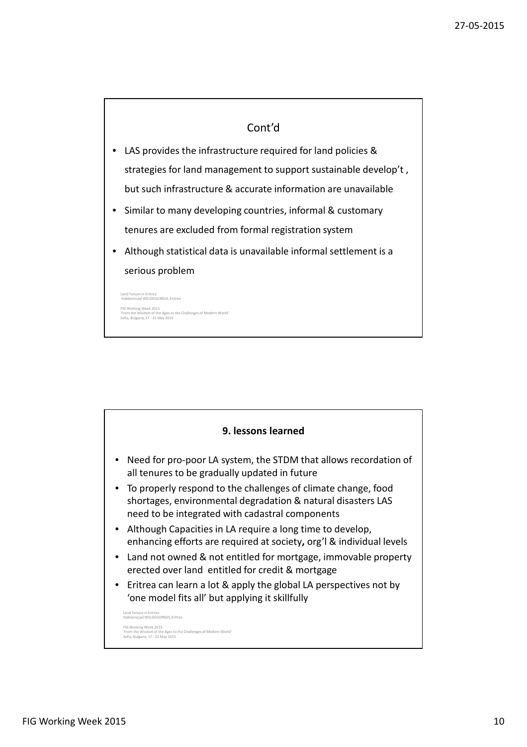## Cont'd

- LAS provides the infrastructure required for land policies & strategies for land management to support sustainable develop't , but such infrastructure & accurate information are unavailable
- Similar to many developing countries, informal & customary tenures are excluded from formal registration system
- Although statistical data is unavailable informal settlement is a serious problem

Land Tenure in Eritrea
Habtemicael WELDEGIORGIS, Eritrea

FIG Working Week 2015
'From the Wisdom of the Ages to the Challenges of Modern World'
Sofia, Bulgaria, 17 - 21 May 2015

## 9. lessons learned

- Need for pro-poor LA system, the STDM that allows recordation of all tenures to be gradually updated in future
- To properly respond to the challenges of climate change, food shortages, environmental degradation & natural disasters LAS need to be integrated with cadastral components
- Although Capacities in LA require a long time to develop, enhancing efforts are required at society**,** org'l & individual levels
- Land not owned & not entitled for mortgage, immovable property erected over land entitled for credit & mortgage
- Eritrea can learn a lot & apply the global LA perspectives not by 'one model fits all' but applying it skillfully

Land Tenure in Eritrea
Habtemicael WELDEGIORGIS, Eritrea

FIG Working Week 2015
'From the Wisdom of the Ages to the Challenges of Modern World'
Sofia, Bulgaria, 17 - 21 May 2015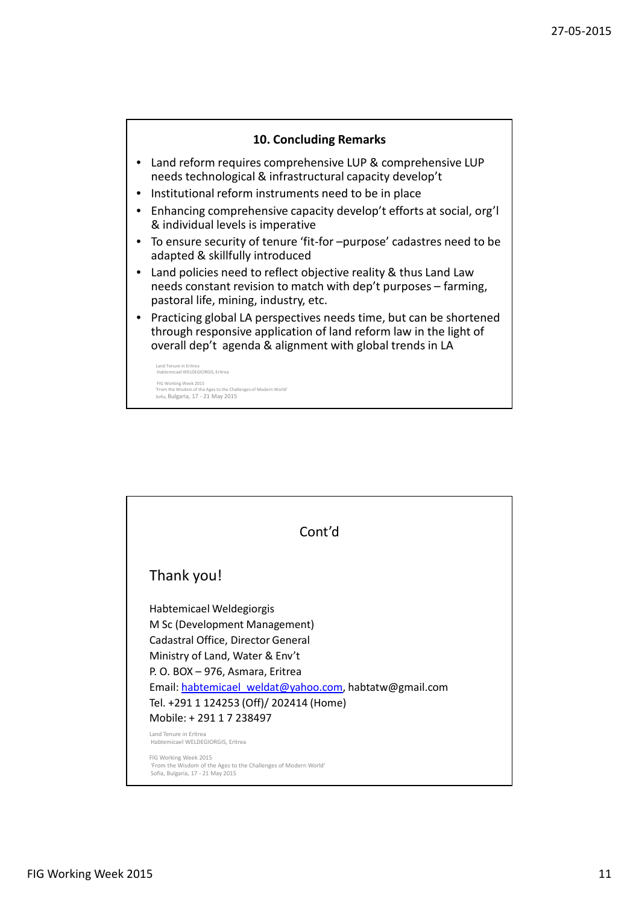## 10. Concluding Remarks

- Land reform requires comprehensive LUP & comprehensive LUP needs technological & infrastructural capacity develop't
- Institutional reform instruments need to be in place
- Enhancing comprehensive capacity develop't efforts at social, org'l & individual levels is imperative
- To ensure security of tenure 'fit-for –purpose' cadastres need to be adapted & skillfully introduced
- Land policies need to reflect objective reality & thus Land Law needs constant revision to match with dep't purposes – farming, pastoral life, mining, industry, etc.
- Practicing global LA perspectives needs time, but can be shortened through responsive application of land reform law in the light of overall dep't agenda & alignment with global trends in LA

Land Tenure in Eritrea
Habtemicael WELDEGIORGIS, Eritrea

FIG Working Week 2015
'From the Wisdom of the Ages to the Challenges of Modern World'
Sofia, Bulgaria, 17 - 21 May 2015

## Cont'd

Thank you!

Habtemicael Weldegiorgis
M Sc (Development Management)
Cadastral Office, Director General
Ministry of Land, Water & Env't
P. O. BOX – 976, Asmara, Eritrea
Email: habtemicael_weldat@yahoo.com, habtatw@gmail.com
Tel. +291 1 124253 (Off)/ 202414 (Home)
Mobile: + 291 1 7 238497

Land Tenure in Eritrea
Habtemicael WELDEGIORGIS, Eritrea

FIG Working Week 2015
'From the Wisdom of the Ages to the Challenges of Modern World'
Sofia, Bulgaria, 17 - 21 May 2015